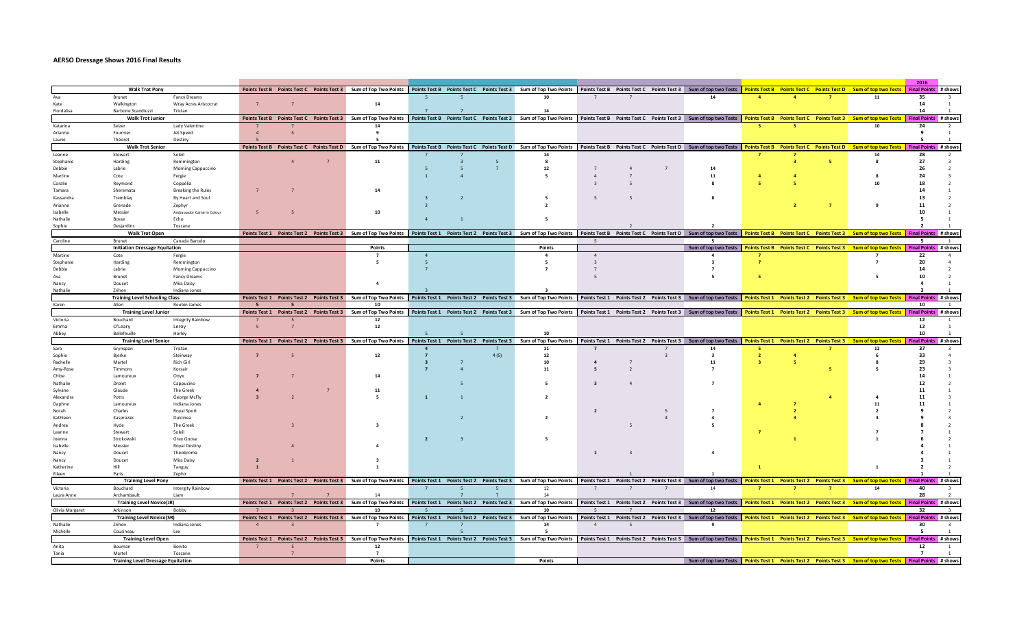# AERSO Dressage Shows 2016 Final Results

| | | | | | | | | | | | | | | | | | | | 2016 | |
|---|---|---|---|---|---|---|---|---|---|---|---|---|---|---|---|---|---|---|---|---|
| **Walk Trot Pony** | | | Points Test B | Points Test C | Points Test 3 | Sum of Top Two Points | Points Test B | Points Test C | Points Test 3 | Sum of Top Two Points | Points Test B | Points Test C | Points Test 3 | Sum of top two Tests | Points Test B | Points Test C | Points Test D | Sum of top two Tests | Final Points | # shows |
| Ava | Brunet | Fancy Dreams | | | | | 5 | 5 | | 10 | 7 | 7 | | 14 | 4 | 4 | 7 | 11 | 35 | 3 |
| Kate | Walkington | Wray Acres Aristocrat | 7 | 7 | | 14 | | | | | | | | | | | | | 14 | 1 |
| Fiordalisa | Barbone Scandiuzzi | Tristan | | | | | 7 | 7 | | 14 | | | | | | | | | 14 | 1 |
| **Walk Trot Junior** | | | Points Test B | Points Test C | Points Test 3 | Sum of Top Two Points | Points Test B | Points Test C | Points Test 3 | Sum of Top Two Points | Points Test B | Points Test C | Points Test 3 | Sum of top two Tests | Points Test B | Points Test C | Points Test 3 | Sum of top two Tests | Final Points | # shows |
| Katarina | Seizer | Lady Valentine | 7 | 7 | | 14 | | | | | | | | | 5 | 5 | | 10 | 24 | 2 |
| Arianne | Fournier | Jet Speed | 4 | 5 | | 9 | | | | | | | | | | | | | 9 | 1 |
| Laurie | Théoret | Destiny | 5 | | | 5 | | | | | | | | | | | | | 5 | 1 |
| **Walk Trot Senior** | | | Points Test B | Points Test C | Points Test D | Sum of Top Two Points | Points Test B | Points Test C | Points Test D | Sum of Top Two Points | Points Test B | Points Test C | Points Test D | Sum of top two Tests | Points Test B | Points Test C | Points Test D | Sum of top two Tests | Final Points | # shows |
| Leanne | Stewart | Soleil | | | | | 7 | 7 | | 14 | | | | | 7 | 7 | | 14 | 28 | 2 |
| Stephanie | Harding | Remmington | | 4 | 7 | 11 | | 3 | 5 | 8 | | | | | | 3 | 5 | 8 | 27 | 3 |
| Debbie | Labrie | Morning Cappuccino | | | | | 5 | 5 | 7 | 12 | 7 | 4 | 7 | 14 | | | | | 26 | 2 |
| Martine | Cote | Fergie | | | | | 1 | 4 | | 5 | 4 | 7 | | 11 | 4 | 4 | | 8 | 24 | 3 |
| Coralie | Reymond | Coppélia | | | | | | | | | 3 | 5 | | 8 | 5 | 5 | | 10 | 18 | 2 |
| Tamara | Sheremata | Breaking the Rules | 7 | 7 | | 14 | | | | | | | | | | | | | 14 | 1 |
| Kassandra | Tremblay | By Heart and Soul | | | | | 3 | 2 | | 5 | 5 | 3 | | 8 | | | | | 13 | 2 |
| Arianne | Grenade | Zephyr | | | | | 2 | | | 2 | | | | | | 2 | 7 | 9 | 11 | 2 |
| Isabelle | Messier | Ambassador Came in Colour | 5 | 5 | | 10 | | | | | | | | | | | | | 10 | 1 |
| Nathalie | Bosse | Echo | | | | | 4 | 1 | | 5 | | | | | | | | | 5 | 1 |
| Sophie | Desjardins | Toscane | | | | | | | | | | 2 | | 2 | | | | | 2 | 1 |
| **Walk Trot Open** | | | Points Test 1 | Points Test 2 | Points Test 3 | Sum of Top Two Points | Points Test 1 | Points Test 2 | Points Test 3 | Sum of Top Two Points | Points Test B | Points Test C | Points Test D | Sum of top two Tests | Points Test B | Points Test C | Points Test 3 | Sum of top two Tests | Final Points | # shows |
| Caroline | Brunet | Canada Barcelo | | | | | | | | | 5 | | | 5 | | | | | 5 | 1 |
| **Initiation Dressage Equitation** | | | | | | Points | | | | Points | | | | Sum of top two Tests | Points Test B | Points Test C | Points Test 3 | Sum of top two Tests | Final Points | # shows |
| Martine | Cote | Fergie | | | | 7 | 4 | | | 4 | 4 | | | 4 | 7 | | | 7 | 22 | 4 |
| Stephanie | Harding | Remmington | | | | 5 | 5 | | | 5 | 3 | | | 3 | 7 | | | 7 | 20 | 4 |
| Debbie | Labrie | Morning Cappuccino | | | | | 7 | | | 7 | 7 | | | 7 | | | | | 14 | 2 |
| Ava | Brunet | Fancy Dreams | | | | | | | | | 5 | | | 5 | 5 | | | 5 | 10 | 2 |
| Nancy | Doucet | Miss Daisy | | | | 4 | | | | | | | | | | | | | 4 | 1 |
| Nathalie | Zrihen | Indiana Jones | | | | | 3 | | | 3 | | | | | | | | | 3 | 1 |
| **Training Level Schooling Class** | | | Points Test 1 | Points Test 2 | Points Test 3 | Sum of Top Two Points | Points Test 1 | Points Test 2 | Points Test 3 | Sum of Top Two Points | Points Test 1 | Points Test 2 | Points Test 3 | Sum of top two Tests | Points Test 1 | Points Test 2 | Points Test 3 | Sum of top two Tests | Final Points | # shows |
| Karen | Allen | Reubin James | 5 | 5 | | 10 | | | | | | | | | | | | | 10 | 1 |
| **Training Level Junior** | | | Points Test 1 | Points Test 2 | Points Test 3 | Sum of Top Two Points | Points Test 1 | Points Test 2 | Points Test 3 | Sum of Top Two Points | Points Test 1 | Points Test 2 | Points Test 3 | Sum of top two Tests | Points Test 1 | Points Test 2 | Points Test 3 | Sum of top two Tests | Final Points | # shows |
| Victoria | Bouchard | Integrity Rainbow | 7 | 5 | | 12 | | | | | | | | | | | | | 12 | 1 |
| Emma | O'Leary | Leroy | 5 | 7 | | 12 | | | | | | | | | | | | | 12 | 1 |
| Abbey | Bellefeuille | Harley | | | | | 5 | 5 | | 10 | | | | | | | | | 10 | 1 |
| **Training Level Senior** | | | Points Test 1 | Points Test 2 | Points Test 3 | Sum of Top Two Points | Points Test 1 | Points Test 2 | Points Test 3 | Sum of Top Two Points | Points Test 1 | Points Test 2 | Points Test 3 | Sum of top two Tests | Points Test 1 | Points Test 2 | Points Test 3 | Sum of top two Tests | Final Points | # shows |
| Sara | Grynspan | Tristan | | | | | 4 | | 7 | 11 | 7 | | 7 | 14 | 5 | | 7 | 12 | 37 | 3 |
| Sophie | Bjerke | Steinway | 7 | 5 | | 12 | 7 | | 4 (5) | 12 | | | 3 | 3 | 2 | 4 | | 6 | 33 | 4 |
| Rachelle | Martel | Rich Girl | | | | | 3 | 7 | | 10 | 4 | 7 | | 11 | 3 | 5 | | 8 | 29 | 3 |
| Amy-Rose | Timmons | Korsair | | | | | 7 | 4 | | 11 | 5 | 2 | | 7 | | | 5 | 5 | 23 | 3 |
| Chloe | Lamoureux | Onyx | 7 | 7 | | 14 | | | | | | | | | | | | | 14 | 1 |
| Nathalie | Drolet | Cappucino | | | | | | 5 | | 5 | 3 | 4 | | 7 | | | | | 12 | 2 |
| Sylvane | Glaude | The Greek | 4 | | 7 | 11 | | | | | | | | | | | | | 11 | 1 |
| Alexandra | Potts | George McFly | 3 | 2 | | 5 | 1 | 1 | | 2 | | | | | | | 4 | 4 | 11 | 3 |
| Daphne | Lamoureux | Indiana Jones | | | | | | | | | | | | | 4 | 7 | | 11 | 11 | 1 |
| Norah | Charles | Royal Sport | | | | | | | | | 2 | | 5 | 7 | | 2 | | 2 | 9 | 2 |
| Kathleen | Kasprazak | Dulcinea | | | | | | 2 | | 2 | | | 4 | 4 | | 3 | | 3 | 9 | 3 |
| Andrea | Hyde | The Greek | | 3 | | 3 | | | | | | 5 | | 5 | | | | | 8 | 2 |
| Leanne | Stewart | Soleil | | | | | | | | | | | | | 7 | | | 7 | 7 | 1 |
| Joanna | Strokowski | Grey Goose | | | | | 2 | 3 | | 5 | | | | | | 1 | | 1 | 6 | 2 |
| Isabelle | Messier | Royal Destiny | | 4 | | 4 | | | | | | | | | | | | | 4 | 1 |
| Nancy | Doucet | Theobroma | | | | | | | | | 1 | 3 | | 4 | | | | | 4 | 1 |
| Nancy | Doucet | Miss Daisy | 2 | 1 | | 3 | | | | | | | | | | | | | 3 | 1 |
| Katherine | Hill | Tanguy | 1 | | | 1 | | | | | | | | | 1 | | | 1 | 2 | 2 |
| Eileen | Paris | Zephir | | | | | | | | | | 1 | | 1 | | | | | 1 | 1 |
| **Training Level Pony** | | | Points Test 1 | Points Test 2 | Points Test 3 | Sum of Top Two Points | Points Test 1 | Points Test 2 | Points Test 3 | Sum of Top Two Points | Points Test 1 | Points Test 2 | Points Test 3 | Sum of top two Tests | Points Test 1 | Points Test 2 | Points Test 3 | Sum of top two Tests | Final Points | # shows |
| Victoria | Bouchard | Intergity Rainbow | | | | | 7 | 5 | 5 | 12 | 7 | 7 | 7 | 14 | 7 | 7 | 7 | 14 | 40 | 3 |
| Laura Anne | Archambault | Liam | | 7 | 7 | 14 | | 7 | 7 | 14 | | | | | | | | | 28 | 2 |
| **Training Level Novice(JR)** | | | Points Test 1 | Points Test 2 | Points Test 3 | Sum of Top Two Points | Points Test 1 | Points Test 2 | Points Test 3 | Sum of Top Two Points | Points Test 1 | Points Test 2 | Points Test 3 | Sum of top two Tests | Points Test 1 | Points Test 2 | Points Test 3 | Sum of top two Tests | Final Points | # shows |
| Olivia Margaret | Arkinson | Bobby | 7 | 3 | | 10 | 5 | 5 | | 10 | 5 | 7 | | 12 | | | | | 32 | 3 |
| **Training Level Novice(SR)** | | | Points Test 1 | Points Test 2 | Points Test 3 | Sum of Top Two Points | Points Test 1 | Points Test 2 | Points Test 3 | Sum of Top Two Points | Points Test 1 | Points Test 2 | Points Test 3 | Sum of top two Tests | Points Test 1 | Points Test 2 | Points Test 3 | Sum of top two Tests | Final Points | # shows |
| Nathalie | Zrihen | Indiana Jones | 4 | 3 | | 7 | 7 | 7 | | 14 | 4 | 5 | | 9 | | | | | 30 | 3 |
| Michelle | Cousineau | Lex | | | | | | 5 | | 5 | | | | | | | | | 5 | 1 |
| **Training Level Open** | | | Points Test 1 | Points Test 2 | Points Test 3 | Sum of Top Two Points | Points Test 1 | Points Test 2 | Points Test 3 | Sum of Top Two Points | Points Test 1 | Points Test 2 | Points Test 3 | Sum of top two Tests | Points Test 1 | Points Test 2 | Points Test 3 | Sum of top two Tests | Final Points | # shows |
| Anita | Bouman | Bonito | 7 | 5 | | 12 | | | | | | | | | | | | | 12 | 1 |
| Tania | Martel | Toscane | | 7 | | 7 | | | | | | | | | | | | | 7 | 1 |
| **Training Level Dressage Equitation** | | | | | | Points | | | | Points | | | | Sum of top two Tests | Points Test 1 | Points Test 2 | Points Test 3 | Sum of top two Tests | Final Points | # shows |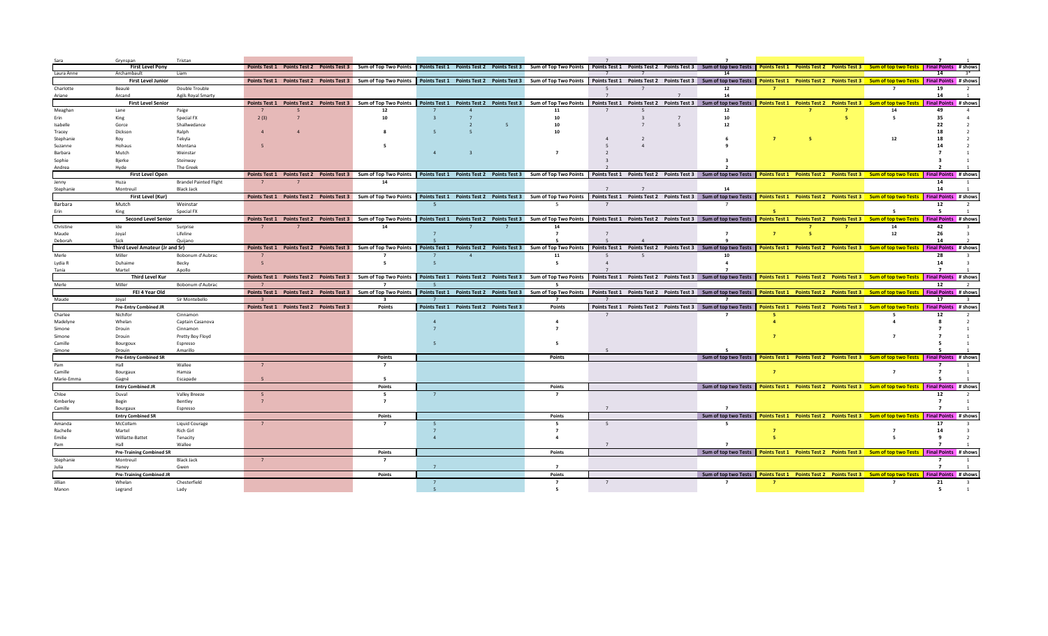| | | | | | | | | | | | | | | | | | | | | |
|---|---|---|---|---|---|---|---|---|---|---|---|---|---|---|---|---|---|---|---|---|
| Sara | Grynspan | Tristan | | | | | | | | | 7 | | | 7 | | | | | 7 | 1 |
| | First Level Pony | | Points Test 1 | Points Test 2 | Points Test 3 | Sum of Top Two Points | Points Test 1 | Points Test 2 | Points Test 3 | Sum of Top Two Points | Points Test 1 | Points Test 2 | Points Test 3 | Sum of top two Tests | Points Test 1 | Points Test 2 | Points Test 3 | Sum of top two Tests | Final Points | # shows |
| Laura Anne | Archambault | Liam | | | | | | | | | 7 | 7 | | 14 | | | | | 14 | 3* |
| | First Level Junior | | Points Test 1 | Points Test 2 | Points Test 3 | Sum of Top Two Points | Points Test 1 | Points Test 2 | Points Test 3 | Sum of Top Two Points | Points Test 1 | Points Test 2 | Points Test 3 | Sum of top two Tests | Points Test 1 | Points Test 2 | Points Test 3 | Sum of top two Tests | Final Points | # shows |
| Charlotte | Beaulé | Double Trouble | | | | | | | | | 5 | 7 | | 12 | 7 | | | 7 | 19 | 2 |
| Ariane | Arcand | Agils Royal Smarty | | | | | | | | | 7 | | 7 | 14 | | | | | 14 | 1 |
| | First Level Senior | | Points Test 1 | Points Test 2 | Points Test 3 | Sum of Top Two Points | Points Test 1 | Points Test 2 | Points Test 3 | Sum of Top Two Points | Points Test 1 | Points Test 2 | Points Test 3 | Sum of top two Tests | Points Test 1 | Points Test 2 | Points Test 3 | Sum of top two Tests | Final Points | # shows |
| Meaghan | Lane | Paige | 7 | 5 | | 12 | 7 | 4 | | 11 | 7 | 5 | | 12 | | 7 | 7 | 14 | 49 | 4 |
| Erin | King | Special FX | 2 (3) | 7 | | 10 | 3 | 7 | | 10 | | 3 | 7 | 10 | | | 5 | 5 | 35 | 4 |
| Isabelle | Gorce | Shallwedance | | | | | | 2 | 5 | 10 | | 7 | 5 | 12 | | | | | 22 | 2 |
| Tracey | Dickson | Ralph | 4 | 4 | | 8 | 5 | 5 | | 10 | | | | | | | | | 18 | 2 |
| Stephanie | Roy | Tekyla | | | | | | | | | 4 | 2 | | 6 | 7 | 5 | | 12 | 18 | 2 |
| Suzanne | Hohaus | Montana | 5 | | | 5 | | | | | 5 | 4 | | 9 | | | | | 14 | 2 |
| Barbara | Mutch | Weinstar | | | | | 4 | 3 | | 7 | 2 | | | | | | | | 7 | 1 |
| Sophie | Bjerke | Steinway | | | | | | | | | 3 | | | 3 | | | | | 3 | 1 |
| Andrea | Hyde | The Greek | | | | | | | | | 2 | | | 2 | | | | | 2 | 1 |
| | First Level Open | | Points Test 1 | Points Test 2 | Points Test 3 | Sum of Top Two Points | Points Test 1 | Points Test 2 | Points Test 3 | Sum of Top Two Points | Points Test 1 | Points Test 2 | Points Test 3 | Sum of top two Tests | Points Test 1 | Points Test 2 | Points Test 3 | Sum of top two Tests | Final Points | # shows |
| Jenny | Huza | Brandel Painted Flight | 7 | 7 | | 14 | | | | | | | | | | | | | 14 | 1 |
| Stephanie | Montreuil | Black Jack | | | | | | | | | 7 | 7 | | 14 | | | | | 14 | 1 |
| | First Level (Kur) | | Points Test 1 | Points Test 2 | Points Test 3 | Sum of Top Two Points | Points Test 1 | Points Test 2 | Points Test 3 | Sum of Top Two Points | Points Test 1 | Points Test 2 | Points Test 3 | Sum of top two Tests | Points Test 1 | Points Test 2 | Points Test 3 | Sum of top two Tests | Final Points | # shows |
| Barbara | Mutch | Weinstar | | | | | 5 | | | 5 | 7 | | | 7 | | | | | 12 | 2 |
| Erin | King | Special FX | | | | | | | | | | | | | 5 | | | 5 | 5 | 1 |
| | Second Level Senior | | Points Test 1 | Points Test 2 | Points Test 3 | Sum of Top Two Points | Points Test 1 | Points Test 2 | Points Test 3 | Sum of Top Two Points | Points Test 1 | Points Test 2 | Points Test 3 | Sum of top two Tests | Points Test 1 | Points Test 2 | Points Test 3 | Sum of top two Tests | Final Points | # shows |
| Christine | Ide | Surprise | 7 | 7 | | 14 | | 7 | 7 | 14 | | | | | | 7 | 7 | 14 | 42 | 3 |
| Maude | Joyal | Lifeline | | | | | 7 | | | 7 | 7 | | | 7 | 7 | 5 | | 12 | 26 | 3 |
| Deborah | Sick | Quijano | | | | | 5 | | | 5 | 5 | 4 | | 9 | | | | | 14 | 2 |
| | Third Level Amateur (Jr and Sr) | | Points Test 1 | Points Test 2 | Points Test 3 | Sum of Top Two Points | Points Test 1 | Points Test 2 | Points Test 3 | Sum of Top Two Points | Points Test 1 | Points Test 2 | Points Test 3 | Sum of top two Tests | Points Test 1 | Points Test 2 | Points Test 3 | Sum of top two Tests | Final Points | # shows |
| Merle | Miller | Bobonum d'Aubrac | 7 | | | 7 | 7 | 4 | | 11 | 5 | 5 | | 10 | | | | | 28 | 3 |
| Lydia R | Duhaime | Becky | 5 | | | 5 | 5 | | | 5 | 4 | | | 4 | | | | | 14 | 3 |
| Tania | Martel | Apollo | | | | | | | | | 7 | | | 7 | | | | | 7 | 1 |
| | Third Level Kur | | Points Test 1 | Points Test 2 | Points Test 3 | Sum of Top Two Points | Points Test 1 | Points Test 2 | Points Test 3 | Sum of Top Two Points | Points Test 1 | Points Test 2 | Points Test 3 | Sum of top two Tests | Points Test 1 | Points Test 2 | Points Test 3 | Sum of top two Tests | Final Points | # shows |
| Merle | Miller | Bobonum d'Aubrac | 7 | | | 7 | 5 | | | 5 | | | | | | | | | 12 | 2 |
| | FEI 4 Year Old | | Points Test 1 | Points Test 2 | Points Test 3 | Sum of Top Two Points | Points Test 1 | Points Test 2 | Points Test 3 | Sum of Top Two Points | Points Test 1 | Points Test 2 | Points Test 3 | Sum of top two Tests | Points Test 1 | Points Test 2 | Points Test 3 | Sum of top two Tests | Final Points | # shows |
| Maude | Joyal | Sir Montebello | 3 | | | 3 | 7 | | | 7 | 7 | | | 7 | | | | | 17 | 3 |
| | Pre-Entry Combined JR | | Points Test 1 | Points Test 2 | Points Test 3 | Points | Points Test 1 | Points Test 2 | Points Test 3 | Points | Points Test 1 | Points Test 2 | Points Test 3 | Sum of top two Tests | Points Test 1 | Points Test 2 | Points Test 3 | Sum of top two Tests | Final Points | # shows |
| Charlee | Nichifor | Cinnamon | | | | | | | | | 7 | | | 7 | 5 | | | 5 | 12 | 2 |
| Madelyne | Whelan | Captain Casanova | | | | | 4 | | | 4 | | | | | 4 | | | 4 | 8 | 2 |
| Simone | Drouin | Cinnamon | | | | | 7 | | | 7 | | | | | | | | | 7 | 1 |
| Simone | Drouin | Pretty Boy Floyd | | | | | | | | | | | | | 7 | | | 7 | 7 | 1 |
| Camille | Bourgoux | Espresso | | | | | 5 | | | 5 | | | | | | | | | 5 | 1 |
| Simone | Drouin | Amarillo | | | | | | | | | 5 | | | 5 | | | | | 5 | 1 |
| | Pre-Entry Combined SR | | | | | Points | | | | Points | | | | Sum of top two Tests | Points Test 1 | Points Test 2 | Points Test 3 | Sum of top two Tests | Final Points | # shows |
| Pam | Hall | Wallee | 7 | | | 7 | | | | | | | | | | | | | 7 | 1 |
| Camille | Bourgaux | Hamza | | | | | | | | | | | | | 7 | | | 7 | 7 | 1 |
| Marie-Emma | Gagné | Escapade | 5 | | | 5 | | | | | | | | | | | | | 5 | 1 |
| | Entry Combined JR | | | | | Points | | | | Points | | | | Sum of top two Tests | Points Test 1 | Points Test 2 | Points Test 3 | Sum of top two Tests | Final Points | # shows |
| Chloe | Duval | Valley Breeze | 5 | | | 5 | 7 | | | 7 | | | | | | | | | 12 | 2 |
| Kimberley | Begin | Bentley | 7 | | | 7 | | | | | | | | | | | | | 7 | 1 |
| Camille | Bourgaux | Espresso | | | | | | | | | 7 | | | 7 | | | | | 7 | 1 |
| | Entry Combined SR | | | | | Points | | | | Points | | | | Sum of top two Tests | Points Test 1 | Points Test 2 | Points Test 3 | Sum of top two Tests | Final Points | # shows |
| Amanda | McCollam | Liquid Courage | 7 | | | 7 | 5 | | | 5 | 5 | | | 5 | | | | | 17 | 3 |
| Rachelle | Martel | Rich Girl | | | | | 7 | | | 7 | | | | | 7 | | | 7 | 14 | 3 |
| Emilie | Williatte-Battet | Tenacity | | | | | 4 | | | 4 | | | | | 5 | | | 5 | 9 | 2 |
| Pam | Hall | Wallee | | | | | | | | | 7 | | | 7 | | | | | 7 | 1 |
| | Pre-Training Combined SR | | | | | Points | | | | Points | | | | Sum of top two Tests | Points Test 1 | Points Test 2 | Points Test 3 | Sum of top two Tests | Final Points | # shows |
| Stephanie | Montreuil | Black Jack | 7 | | | 7 | | | | | | | | | | | | | 7 | 1 |
| Julia | Haney | Gwen | | | | | 7 | | | 7 | | | | | | | | | 7 | 1 |
| | Pre-Training Combined JR | | | | | Points | | | | Points | | | | Sum of top two Tests | Points Test 1 | Points Test 2 | Points Test 3 | Sum of top two Tests | Final Points | # shows |
| Jillian | Whelan | Chesterfield | | | | | 7 | | | 7 | 7 | | | 7 | 7 | | | 7 | 21 | 3 |
| Manon | Legrand | Lady | | | | | 5 | | | 5 | | | | | | | | | 5 | 1 |